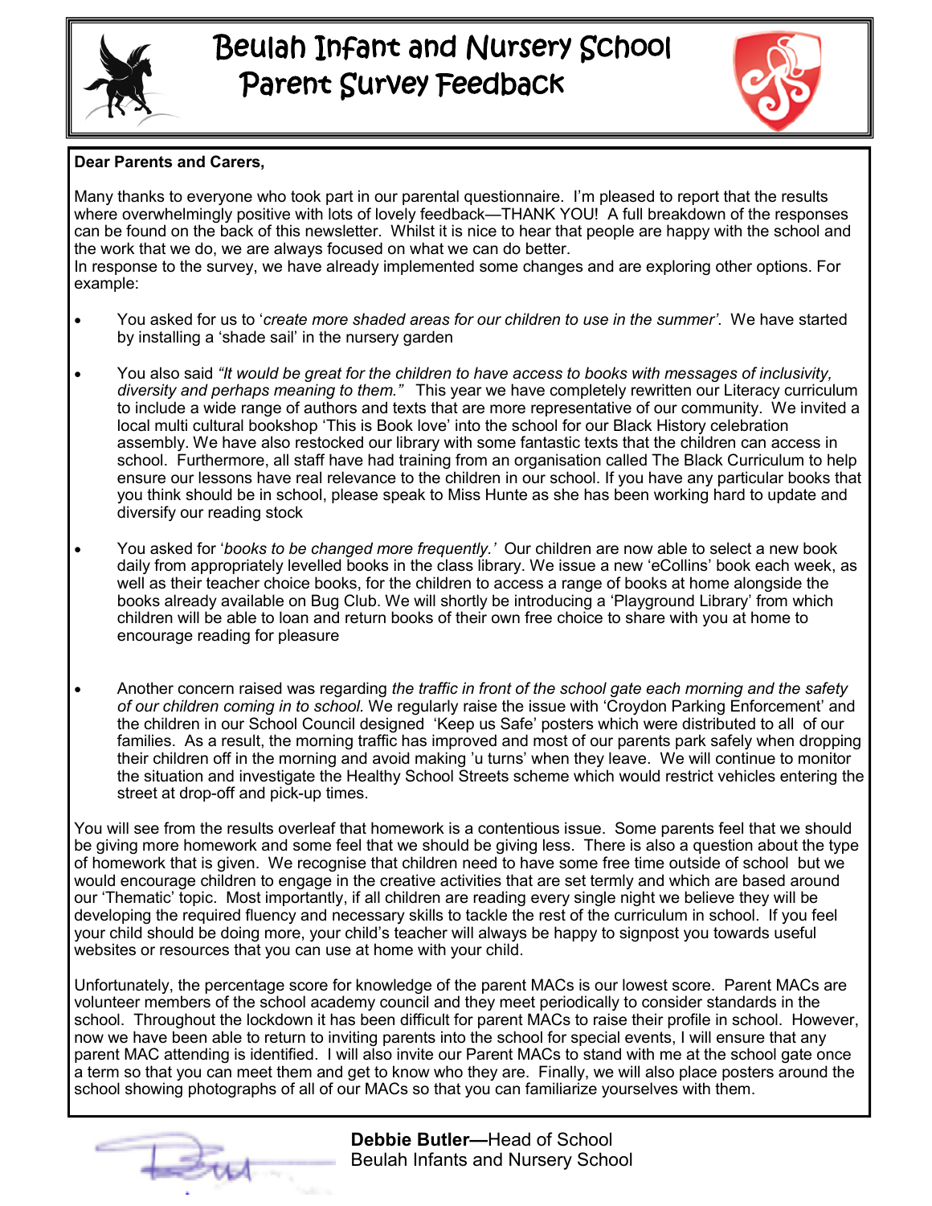# Beulah Infant and Nursery School Parent Survey Feedback

**Dear Parents and Carers,**

Many thanks to everyone who took part in our parental questionnaire. I'm pleased to report that the results where overwhelmingly positive with lots of lovely feedback—THANK YOU! A full breakdown of the responses can be found on the back of this newsletter. Whilst it is nice to hear that people are happy with the school and the work that we do, we are always focused on what we can do better.

In response to the survey, we have already implemented some changes and are exploring other options. For example:

- You asked for us to '*create more shaded areas for our children to use in the summer'*. We have started by installing a 'shade sail' in the nursery garden
- You also said *"It would be great for the children to have access to books with messages of inclusivity, diversity and perhaps meaning to them."* This year we have completely rewritten our Literacy curriculum to include a wide range of authors and texts that are more representative of our community. We invited a local multi cultural bookshop 'This is Book love' into the school for our Black History celebration assembly. We have also restocked our library with some fantastic texts that the children can access in school. Furthermore, all staff have had training from an organisation called The Black Curriculum to help ensure our lessons have real relevance to the children in our school. If you have any particular books that you think should be in school, please speak to Miss Hunte as she has been working hard to update and diversify our reading stock
- You asked for '*books to be changed more frequently.'* Our children are now able to select a new book daily from appropriately levelled books in the class library. We issue a new 'eCollins' book each week, as well as their teacher choice books, for the children to access a range of books at home alongside the books already available on Bug Club. We will shortly be introducing a 'Playground Library' from which children will be able to loan and return books of their own free choice to share with you at home to encourage reading for pleasure
- Another concern raised was regarding *the traffic in front of the school gate each morning and the safety of our children coming in to school.* We regularly raise the issue with 'Croydon Parking Enforcement' and the children in our School Council designed 'Keep us Safe' posters which were distributed to all of our families. As a result, the morning traffic has improved and most of our parents park safely when dropping their children off in the morning and avoid making 'u turns' when they leave. We will continue to monitor the situation and investigate the Healthy School Streets scheme which would restrict vehicles entering the street at drop-off and pick-up times.

You will see from the results overleaf that homework is a contentious issue. Some parents feel that we should be giving more homework and some feel that we should be giving less. There is also a question about the type of homework that is given. We recognise that children need to have some free time outside of school but we would encourage children to engage in the creative activities that are set termly and which are based around our 'Thematic' topic. Most importantly, if all children are reading every single night we believe they will be developing the required fluency and necessary skills to tackle the rest of the curriculum in school. If you feel your child should be doing more, your child's teacher will always be happy to signpost you towards useful websites or resources that you can use at home with your child.

Unfortunately, the percentage score for knowledge of the parent MACs is our lowest score. Parent MACs are volunteer members of the school academy council and they meet periodically to consider standards in the school. Throughout the lockdown it has been difficult for parent MACs to raise their profile in school. However, now we have been able to return to inviting parents into the school for special events, I will ensure that any parent MAC attending is identified. I will also invite our Parent MACs to stand with me at the school gate once a term so that you can meet them and get to know who they are. Finally, we will also place posters around the school showing photographs of all of our MACs so that you can familiarize yourselves with them.

**Debbie Butler—**Head of School
Beulah Infants and Nursery School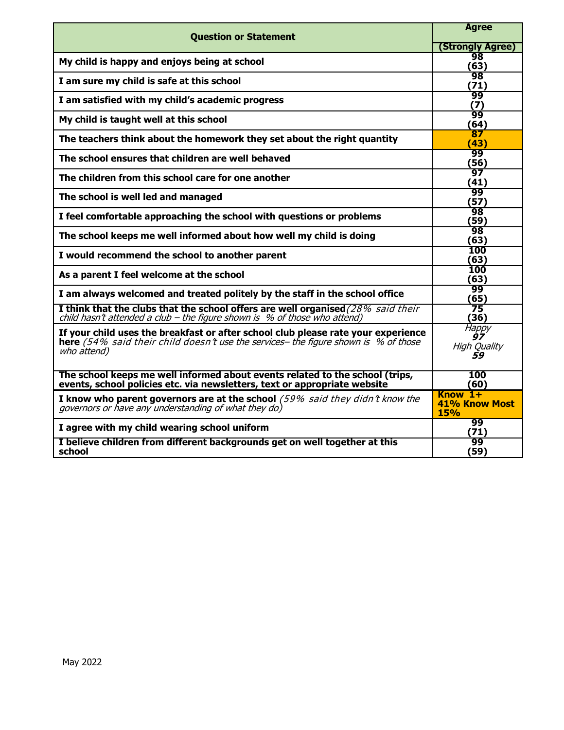| Question or Statement | Agree (Strongly Agree) |
|---|---|
| **My child is happy and enjoys being at school** | **98 (63)** |
| **I am sure my child is safe at this school** | **98 (71)** |
| **I am satisfied with my child's academic progress** | **99 (7)** |
| **My child is taught well at this school** | **99 (64)** |
| **The teachers think about the homework they set about the right quantity** | **87 (43)** |
| **The school ensures that children are well behaved** | **99 (56)** |
| **The children from this school care for one another** | **97 (41)** |
| **The school is well led and managed** | **99 (57)** |
| **I feel comfortable approaching the school with questions or problems** | **98 (59)** |
| **The school keeps me well informed about how well my child is doing** | **98 (63)** |
| **I would recommend the school to another parent** | **100 (63)** |
| **As a parent I feel welcome at the school** | **100 (63)** |
| **I am always welcomed and treated politely by the staff in the school office** | **99 (65)** |
| **I think that the clubs that the school offers are well organised** *(28% said their child hasn't attended a club – the figure shown is % of those who attend)* | **75 (36)** |
| **If your child uses the breakfast or after school club please rate your experience here** *(54% said their child doesn't use the services– the figure shown is % of those who attend)* | *Happy* ***97*** *High Quality* ***59*** |
| **The school keeps me well informed about events related to the school (trips, events, school policies etc. via newsletters, text or appropriate website** | **100 (60)** |
| **I know who parent governors are at the school** *(59% said they didn't know the governors or have any understanding of what they do)* | **Know 1+ 41% Know Most 15%** |
| **I agree with my child wearing school uniform** | **99 (71)** |
| **I believe children from different backgrounds get on well together at this school** | **99 (59)** |

May 2022